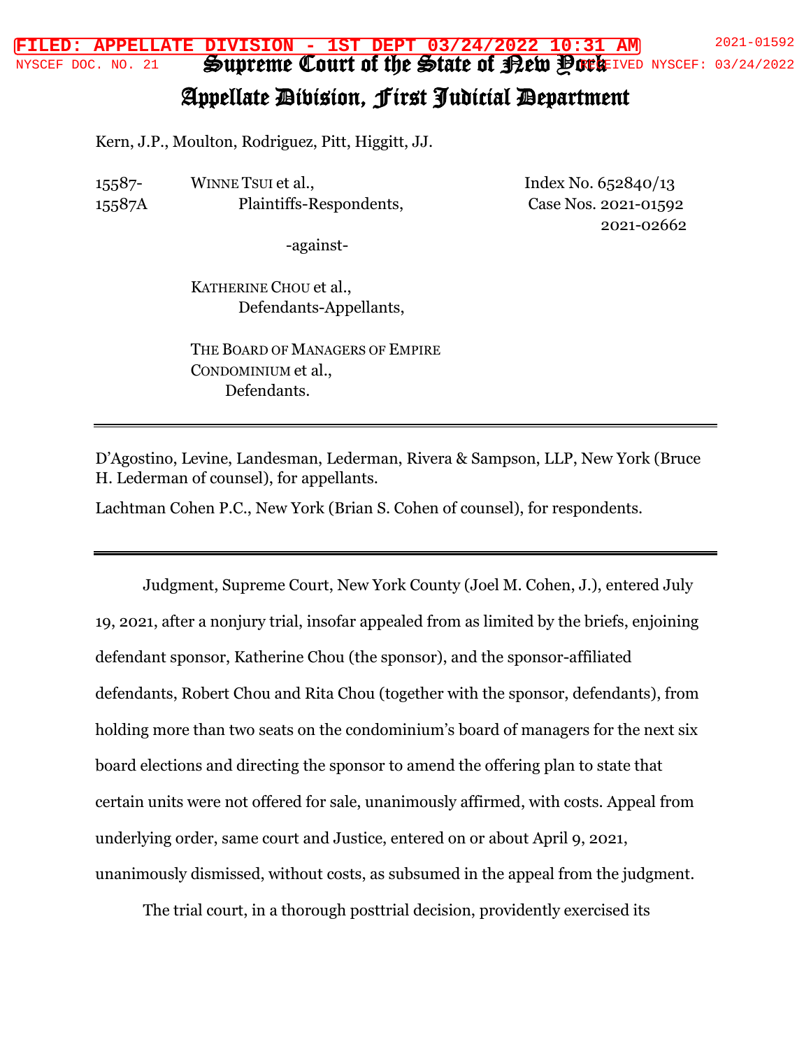# Supreme Court of the State of New York

## Appellate Division, First Judicial Department

Kern, J.P., Moulton, Rodriguez, Pitt, Higgitt, JJ.

15587-
15587A

WINNE TSUI et al.,
Plaintiffs-Respondents,

-against-

KATHERINE CHOU et al.,
Defendants-Appellants,

THE BOARD OF MANAGERS OF EMPIRE CONDOMINIUM et al.,
Defendants.

Index No. 652840/13
Case Nos. 2021-01592
2021-02662

---

D'Agostino, Levine, Landesman, Lederman, Rivera & Sampson, LLP, New York (Bruce H. Lederman of counsel), for appellants.

Lachtman Cohen P.C., New York (Brian S. Cohen of counsel), for respondents.

---

Judgment, Supreme Court, New York County (Joel M. Cohen, J.), entered July 19, 2021, after a nonjury trial, insofar appealed from as limited by the briefs, enjoining defendant sponsor, Katherine Chou (the sponsor), and the sponsor-affiliated defendants, Robert Chou and Rita Chou (together with the sponsor, defendants), from holding more than two seats on the condominium's board of managers for the next six board elections and directing the sponsor to amend the offering plan to state that certain units were not offered for sale, unanimously affirmed, with costs. Appeal from underlying order, same court and Justice, entered on or about April 9, 2021, unanimously dismissed, without costs, as subsumed in the appeal from the judgment.

The trial court, in a thorough posttrial decision, providently exercised its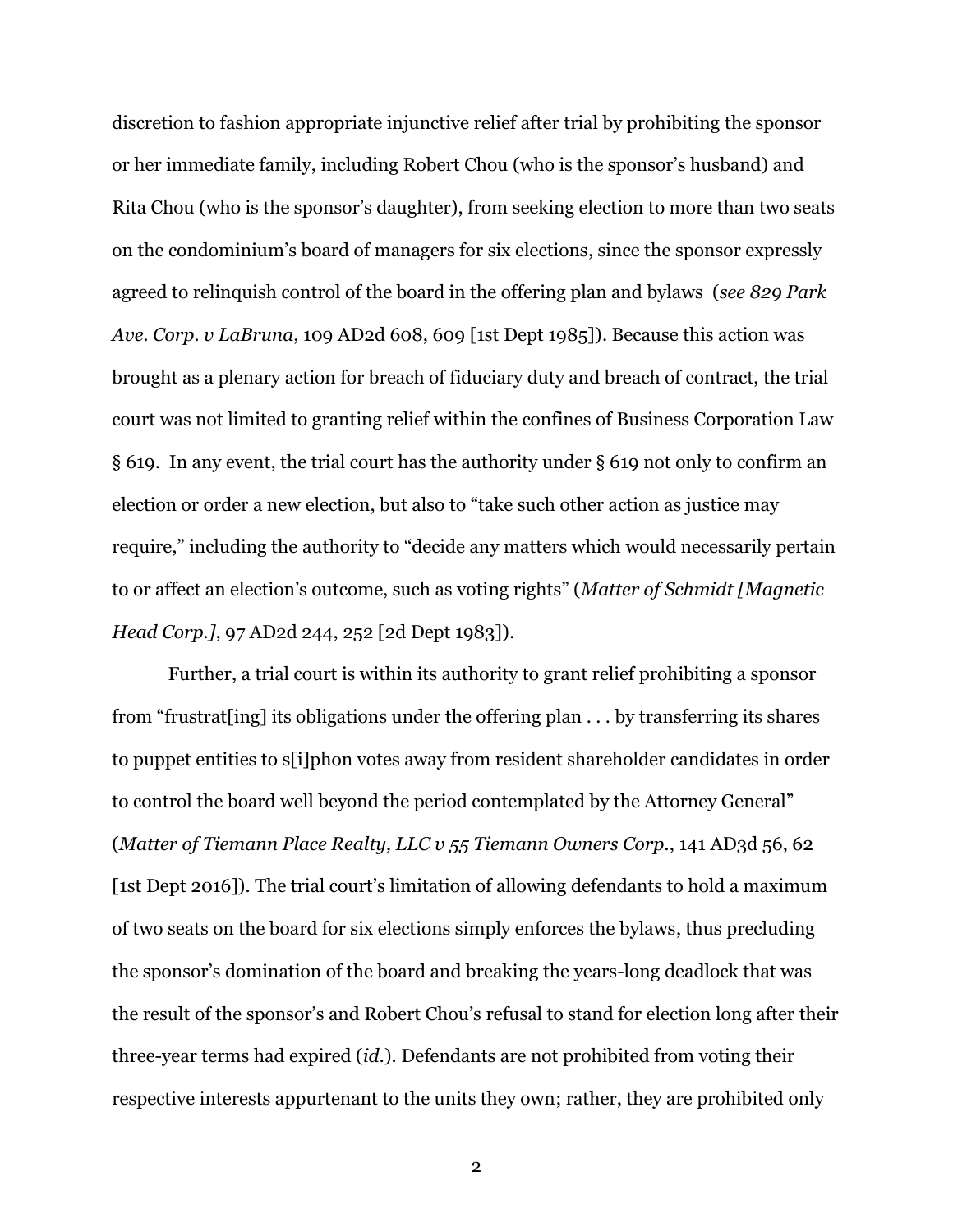discretion to fashion appropriate injunctive relief after trial by prohibiting the sponsor or her immediate family, including Robert Chou (who is the sponsor's husband) and Rita Chou (who is the sponsor's daughter), from seeking election to more than two seats on the condominium's board of managers for six elections, since the sponsor expressly agreed to relinquish control of the board in the offering plan and bylaws (*see 829 Park Ave. Corp. v LaBruna*, 109 AD2d 608, 609 [1st Dept 1985]). Because this action was brought as a plenary action for breach of fiduciary duty and breach of contract, the trial court was not limited to granting relief within the confines of Business Corporation Law § 619. In any event, the trial court has the authority under § 619 not only to confirm an election or order a new election, but also to "take such other action as justice may require," including the authority to "decide any matters which would necessarily pertain to or affect an election's outcome, such as voting rights" (*Matter of Schmidt [Magnetic Head Corp.]*, 97 AD2d 244, 252 [2d Dept 1983]).

Further, a trial court is within its authority to grant relief prohibiting a sponsor from "frustrat[ing] its obligations under the offering plan . . . by transferring its shares to puppet entities to s[i]phon votes away from resident shareholder candidates in order to control the board well beyond the period contemplated by the Attorney General" (*Matter of Tiemann Place Realty, LLC v 55 Tiemann Owners Corp.*, 141 AD3d 56, 62 [1st Dept 2016]). The trial court's limitation of allowing defendants to hold a maximum of two seats on the board for six elections simply enforces the bylaws, thus precluding the sponsor's domination of the board and breaking the years-long deadlock that was the result of the sponsor's and Robert Chou's refusal to stand for election long after their three-year terms had expired (*id.*). Defendants are not prohibited from voting their respective interests appurtenant to the units they own; rather, they are prohibited only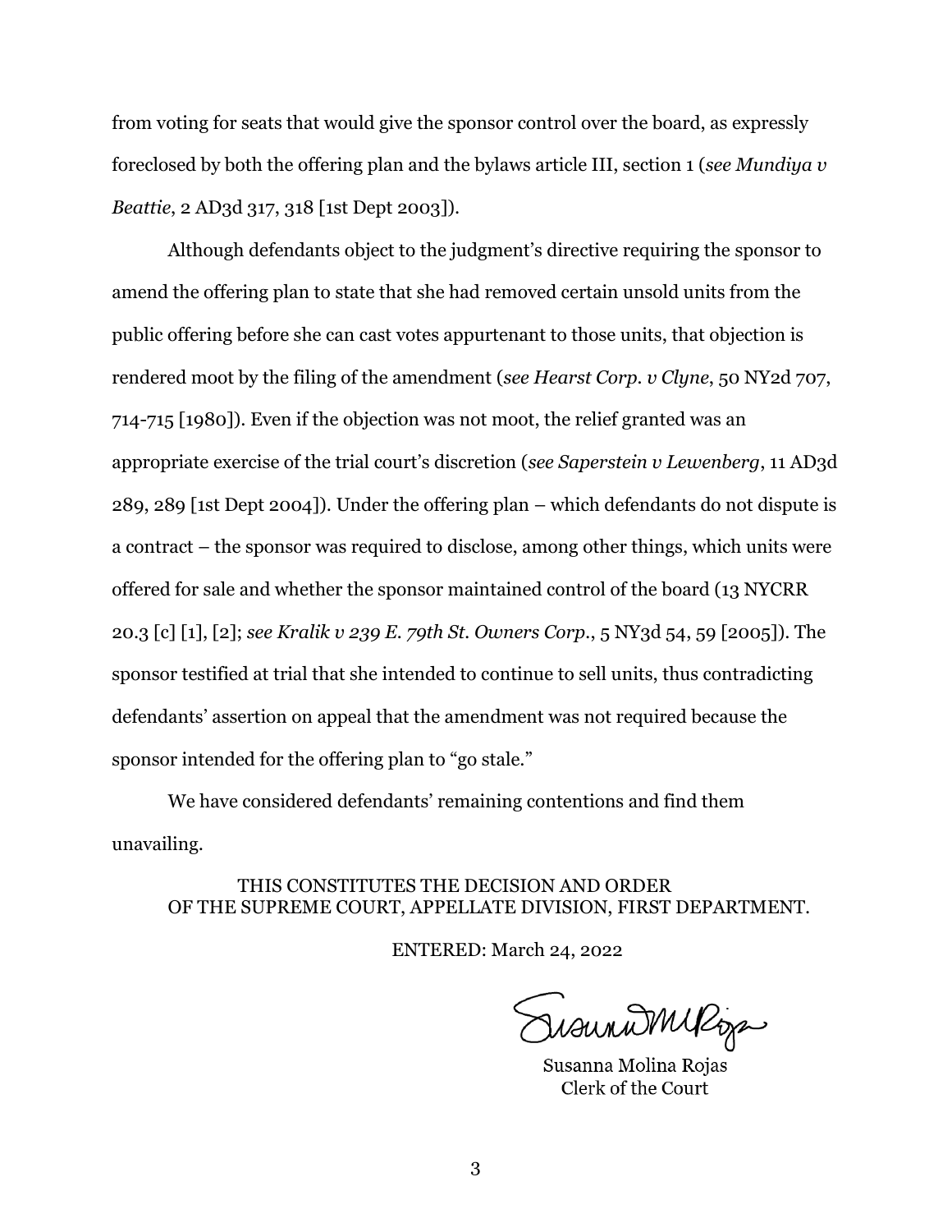from voting for seats that would give the sponsor control over the board, as expressly foreclosed by both the offering plan and the bylaws article III, section 1 (*see Mundiya v Beattie*, 2 AD3d 317, 318 [1st Dept 2003]).

Although defendants object to the judgment's directive requiring the sponsor to amend the offering plan to state that she had removed certain unsold units from the public offering before she can cast votes appurtenant to those units, that objection is rendered moot by the filing of the amendment (*see Hearst Corp. v Clyne*, 50 NY2d 707, 714-715 [1980]). Even if the objection was not moot, the relief granted was an appropriate exercise of the trial court's discretion (*see Saperstein v Lewenberg*, 11 AD3d 289, 289 [1st Dept 2004]). Under the offering plan – which defendants do not dispute is a contract – the sponsor was required to disclose, among other things, which units were offered for sale and whether the sponsor maintained control of the board (13 NYCRR 20.3 [c] [1], [2]; *see Kralik v 239 E. 79th St. Owners Corp.*, 5 NY3d 54, 59 [2005]). The sponsor testified at trial that she intended to continue to sell units, thus contradicting defendants' assertion on appeal that the amendment was not required because the sponsor intended for the offering plan to "go stale."

We have considered defendants' remaining contentions and find them unavailing.

THIS CONSTITUTES THE DECISION AND ORDER
OF THE SUPREME COURT, APPELLATE DIVISION, FIRST DEPARTMENT.

ENTERED: March 24, 2022

Susanna Molina Rojas
Clerk of the Court